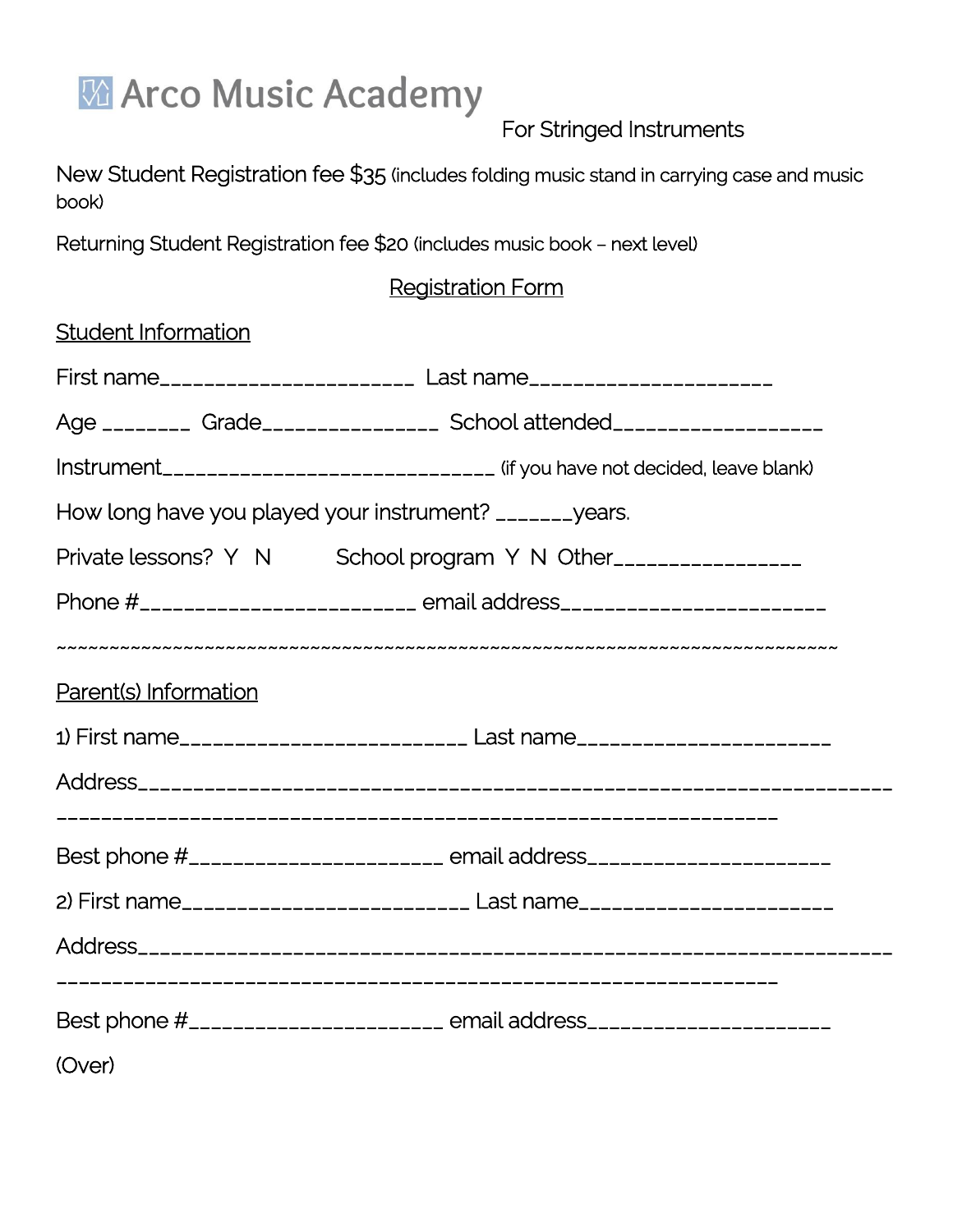# Arco Music Academy

For Stringed Instruments

New Student Registration fee $35 (includes folding music stand in carrying case and music book)

Returning Student Registration fee $20 (includes music book – next level)

## Registration Form

### Student Information

First name______________________ Last name_____________________

Age ________ Grade_______________ School attended__________________

Instrument______________________________ (if you have not decided, leave blank)

How long have you played your instrument? _______years.

Private lessons? Y N School program Y N Other________________

Phone #________________________ email address_______________________

~~~~~~~~~~~~~~~~~~~~~~~~~~~~~~~~~~~~~~~~~~~~~~~~~~~~~~~~~~~~~~~~~~~~~~~~~~~~~~~~

### Parent(s) Information

1) First name_________________________ Last name______________________

Address_____________________________________________________________________________________________________________________________

Best phone #______________________ email address_____________________

2) First name_________________________ Last name______________________

Address_____________________________________________________________________________________________________________________________

Best phone #______________________ email address_____________________

(Over)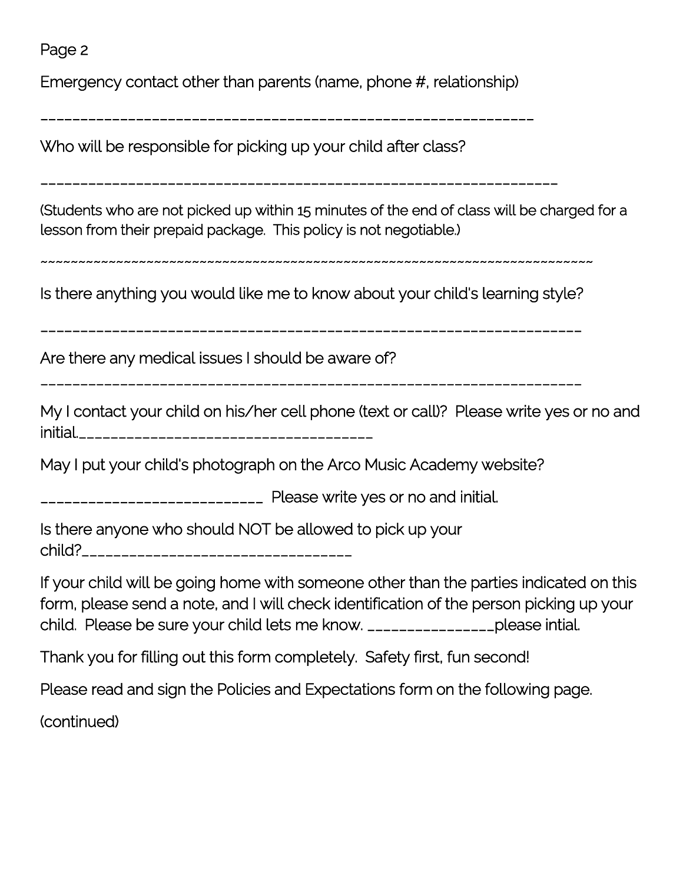Page 2

Emergency contact other than parents (name, phone #, relationship)

_______________________________________________________________

Who will be responsible for picking up your child after class?

_________________________________________________________________

(Students who are not picked up within 15 minutes of the end of class will be charged for a lesson from their prepaid package. This policy is not negotiable.)

~~~~~~~~~~~~~~~~~~~~~~~~~~~~~~~~~~~~~~~~~~~~~~~~~~~~~~~~~~~~~~~~~~~~~~~~~~~~~~~~~

Is there anything you would like me to know about your child's learning style?

____________________________________________________________________

Are there any medical issues I should be aware of?

____________________________________________________________________

My I contact your child on his/her cell phone (text or call)? Please write yes or no and initial.____________________________________

May I put your child's photograph on the Arco Music Academy website?

___________________________ Please write yes or no and initial.

Is there anyone who should NOT be allowed to pick up your child?_________________________________

If your child will be going home with someone other than the parties indicated on this form, please send a note, and I will check identification of the person picking up your child. Please be sure your child lets me know. _______________please intial.

Thank you for filling out this form completely. Safety first, fun second!

Please read and sign the Policies and Expectations form on the following page.

(continued)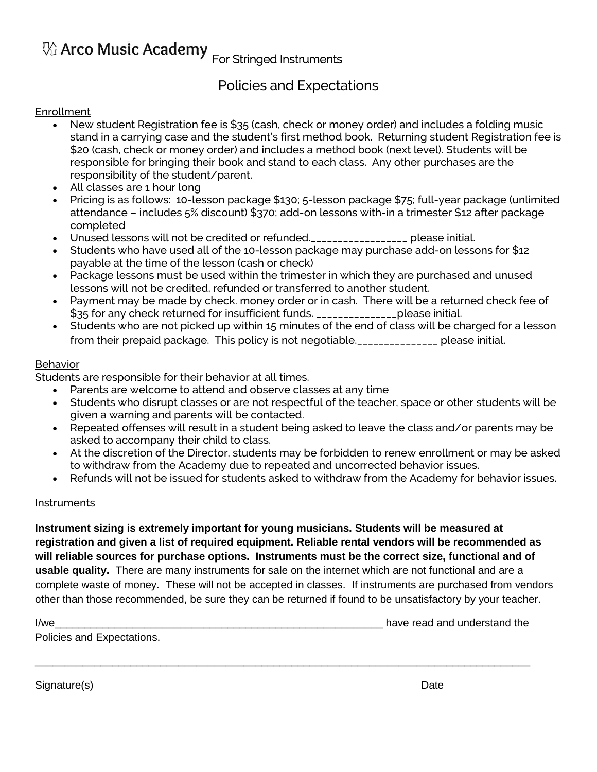# Arco Music Academy For Stringed Instruments

## Policies and Expectations

### Enrollment

- New student Registration fee is $35 (cash, check or money order) and includes a folding music stand in a carrying case and the student's first method book. Returning student Registration fee is $20 (cash, check or money order) and includes a method book (next level). Students will be responsible for bringing their book and stand to each class. Any other purchases are the responsibility of the student/parent.
- All classes are 1 hour long
- Pricing is as follows: 10-lesson package $130; 5-lesson package $75; full-year package (unlimited attendance – includes 5% discount) $370; add-on lessons with-in a trimester $12 after package completed
- Unused lessons will not be credited or refunded.__________________ please initial.
- Students who have used all of the 10-lesson package may purchase add-on lessons for $12 payable at the time of the lesson (cash or check)
- Package lessons must be used within the trimester in which they are purchased and unused lessons will not be credited, refunded or transferred to another student.
- Payment may be made by check. money order or in cash. There will be a returned check fee of $35 for any check returned for insufficient funds. _______________please initial.
- Students who are not picked up within 15 minutes of the end of class will be charged for a lesson from their prepaid package. This policy is not negotiable._______________ please initial.

### Behavior

Students are responsible for their behavior at all times.

- Parents are welcome to attend and observe classes at any time
- Students who disrupt classes or are not respectful of the teacher, space or other students will be given a warning and parents will be contacted.
- Repeated offenses will result in a student being asked to leave the class and/or parents may be asked to accompany their child to class.
- At the discretion of the Director, students may be forbidden to renew enrollment or may be asked to withdraw from the Academy due to repeated and uncorrected behavior issues.
- Refunds will not be issued for students asked to withdraw from the Academy for behavior issues.

### Instruments

**Instrument sizing is extremely important for young musicians. Students will be measured at registration and given a list of required equipment. Reliable rental vendors will be recommended as will reliable sources for purchase options. Instruments must be the correct size, functional and of usable quality.** There are many instruments for sale on the internet which are not functional and are a complete waste of money. These will not be accepted in classes. If instruments are purchased from vendors other than those recommended, be sure they can be returned if found to be unsatisfactory by your teacher.

I/we____________________________________________________________ have read and understand the Policies and Expectations.

_____________________________________________________________________________________

Signature(s) Date